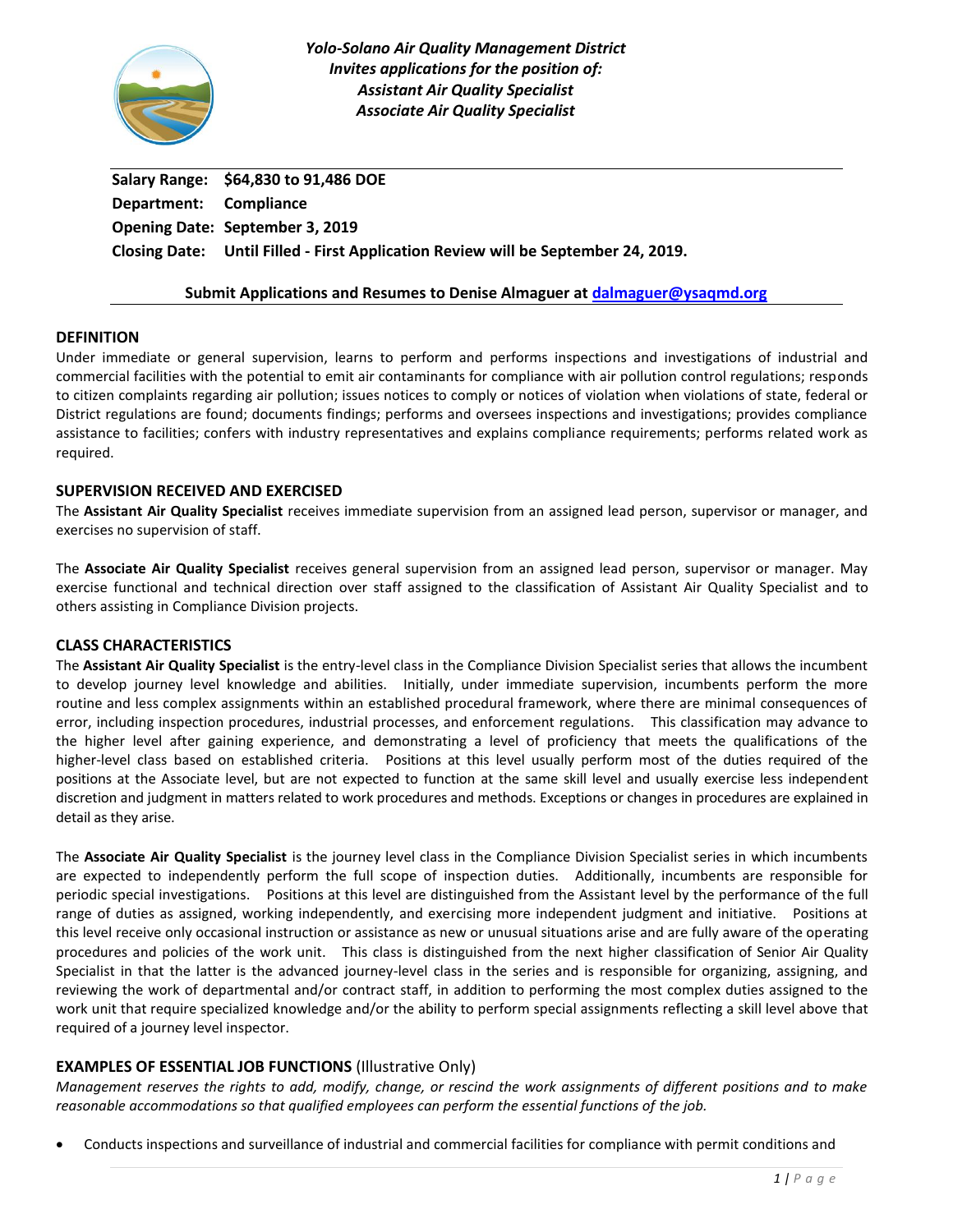***Yolo-Solano Air Quality Management District***
***Invites applications for the position of:***
***Assistant Air Quality Specialist***
***Associate Air Quality Specialist***

**Salary Range:** **$64,830 to 91,486 DOE**
**Department:** **Compliance**
**Opening Date:** **September 3, 2019**
**Closing Date:** **Until Filled - First Application Review will be September 24, 2019.**

**Submit Applications and Resumes to Denise Almaguer at [dalmaguer@ysaqmd.org](mailto:dalmaguer@ysaqmd.org)**

## DEFINITION

Under immediate or general supervision, learns to perform and performs inspections and investigations of industrial and commercial facilities with the potential to emit air contaminants for compliance with air pollution control regulations; responds to citizen complaints regarding air pollution; issues notices to comply or notices of violation when violations of state, federal or District regulations are found; documents findings; performs and oversees inspections and investigations; provides compliance assistance to facilities; confers with industry representatives and explains compliance requirements; performs related work as required.

## SUPERVISION RECEIVED AND EXERCISED

The **Assistant Air Quality Specialist** receives immediate supervision from an assigned lead person, supervisor or manager, and exercises no supervision of staff.

The **Associate Air Quality Specialist** receives general supervision from an assigned lead person, supervisor or manager. May exercise functional and technical direction over staff assigned to the classification of Assistant Air Quality Specialist and to others assisting in Compliance Division projects.

## CLASS CHARACTERISTICS

The **Assistant Air Quality Specialist** is the entry-level class in the Compliance Division Specialist series that allows the incumbent to develop journey level knowledge and abilities. Initially, under immediate supervision, incumbents perform the more routine and less complex assignments within an established procedural framework, where there are minimal consequences of error, including inspection procedures, industrial processes, and enforcement regulations. This classification may advance to the higher level after gaining experience, and demonstrating a level of proficiency that meets the qualifications of the higher-level class based on established criteria. Positions at this level usually perform most of the duties required of the positions at the Associate level, but are not expected to function at the same skill level and usually exercise less independent discretion and judgment in matters related to work procedures and methods. Exceptions or changes in procedures are explained in detail as they arise.

The **Associate Air Quality Specialist** is the journey level class in the Compliance Division Specialist series in which incumbents are expected to independently perform the full scope of inspection duties. Additionally, incumbents are responsible for periodic special investigations. Positions at this level are distinguished from the Assistant level by the performance of the full range of duties as assigned, working independently, and exercising more independent judgment and initiative. Positions at this level receive only occasional instruction or assistance as new or unusual situations arise and are fully aware of the operating procedures and policies of the work unit. This class is distinguished from the next higher classification of Senior Air Quality Specialist in that the latter is the advanced journey-level class in the series and is responsible for organizing, assigning, and reviewing the work of departmental and/or contract staff, in addition to performing the most complex duties assigned to the work unit that require specialized knowledge and/or the ability to perform special assignments reflecting a skill level above that required of a journey level inspector.

## EXAMPLES OF ESSENTIAL JOB FUNCTIONS (Illustrative Only)

*Management reserves the rights to add, modify, change, or rescind the work assignments of different positions and to make reasonable accommodations so that qualified employees can perform the essential functions of the job.*

- Conducts inspections and surveillance of industrial and commercial facilities for compliance with permit conditions and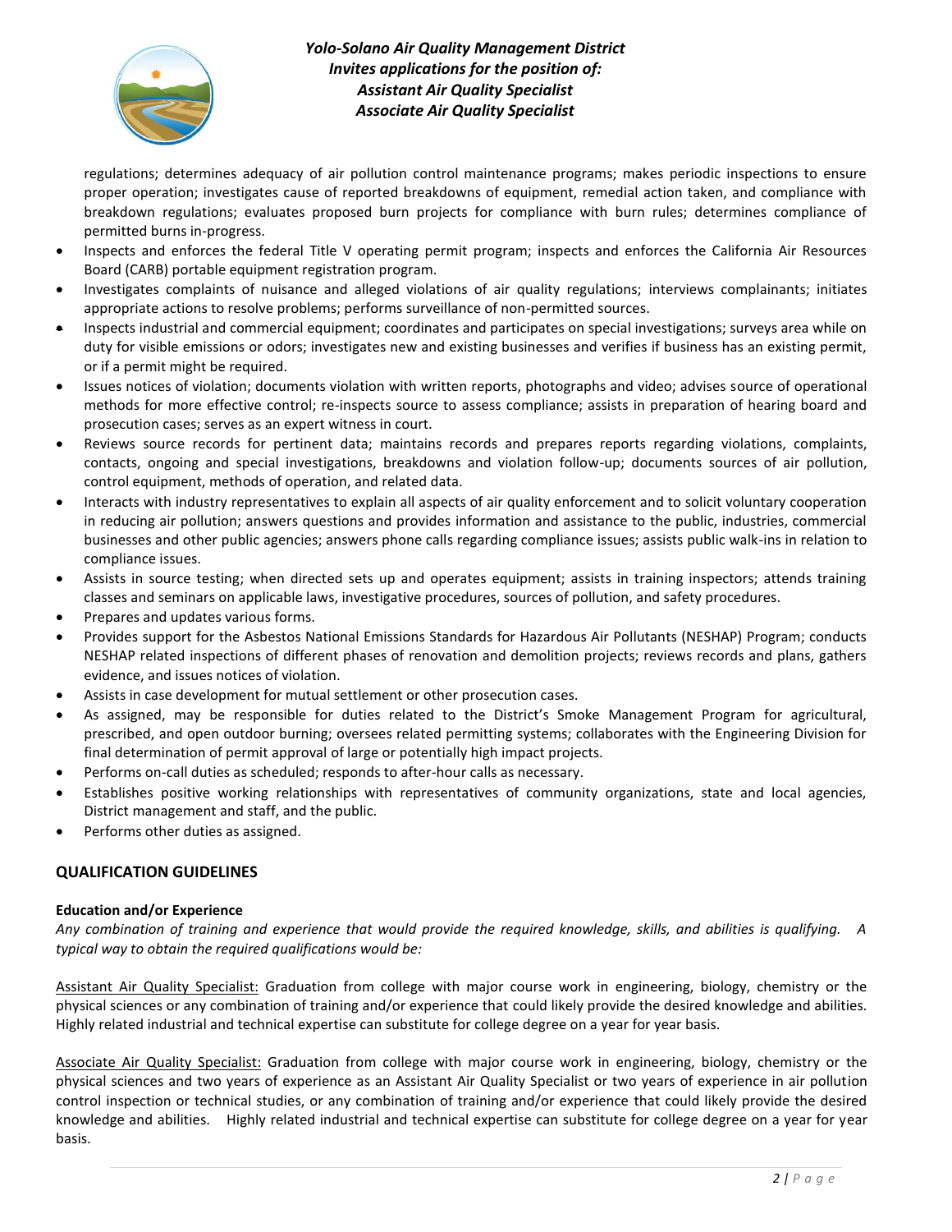regulations; determines adequacy of air pollution control maintenance programs; makes periodic inspections to ensure proper operation; investigates cause of reported breakdowns of equipment, remedial action taken, and compliance with breakdown regulations; evaluates proposed burn projects for compliance with burn rules; determines compliance of permitted burns in-progress.

- Inspects and enforces the federal Title V operating permit program; inspects and enforces the California Air Resources Board (CARB) portable equipment registration program.
- Investigates complaints of nuisance and alleged violations of air quality regulations; interviews complainants; initiates appropriate actions to resolve problems; performs surveillance of non-permitted sources.
- Inspects industrial and commercial equipment; coordinates and participates on special investigations; surveys area while on duty for visible emissions or odors; investigates new and existing businesses and verifies if business has an existing permit, or if a permit might be required.
- Issues notices of violation; documents violation with written reports, photographs and video; advises source of operational methods for more effective control; re-inspects source to assess compliance; assists in preparation of hearing board and prosecution cases; serves as an expert witness in court.
- Reviews source records for pertinent data; maintains records and prepares reports regarding violations, complaints, contacts, ongoing and special investigations, breakdowns and violation follow-up; documents sources of air pollution, control equipment, methods of operation, and related data.
- Interacts with industry representatives to explain all aspects of air quality enforcement and to solicit voluntary cooperation in reducing air pollution; answers questions and provides information and assistance to the public, industries, commercial businesses and other public agencies; answers phone calls regarding compliance issues; assists public walk-ins in relation to compliance issues.
- Assists in source testing; when directed sets up and operates equipment; assists in training inspectors; attends training classes and seminars on applicable laws, investigative procedures, sources of pollution, and safety procedures.
- Prepares and updates various forms.
- Provides support for the Asbestos National Emissions Standards for Hazardous Air Pollutants (NESHAP) Program; conducts NESHAP related inspections of different phases of renovation and demolition projects; reviews records and plans, gathers evidence, and issues notices of violation.
- Assists in case development for mutual settlement or other prosecution cases.
- As assigned, may be responsible for duties related to the District's Smoke Management Program for agricultural, prescribed, and open outdoor burning; oversees related permitting systems; collaborates with the Engineering Division for final determination of permit approval of large or potentially high impact projects.
- Performs on-call duties as scheduled; responds to after-hour calls as necessary.
- Establishes positive working relationships with representatives of community organizations, state and local agencies, District management and staff, and the public.
- Performs other duties as assigned.

## QUALIFICATION GUIDELINES

**Education and/or Experience**

*Any combination of training and experience that would provide the required knowledge, skills, and abilities is qualifying. A typical way to obtain the required qualifications would be:*

Assistant Air Quality Specialist: Graduation from college with major course work in engineering, biology, chemistry or the physical sciences or any combination of training and/or experience that could likely provide the desired knowledge and abilities. Highly related industrial and technical expertise can substitute for college degree on a year for year basis.

Associate Air Quality Specialist: Graduation from college with major course work in engineering, biology, chemistry or the physical sciences and two years of experience as an Assistant Air Quality Specialist or two years of experience in air pollution control inspection or technical studies, or any combination of training and/or experience that could likely provide the desired knowledge and abilities. Highly related industrial and technical expertise can substitute for college degree on a year for year basis.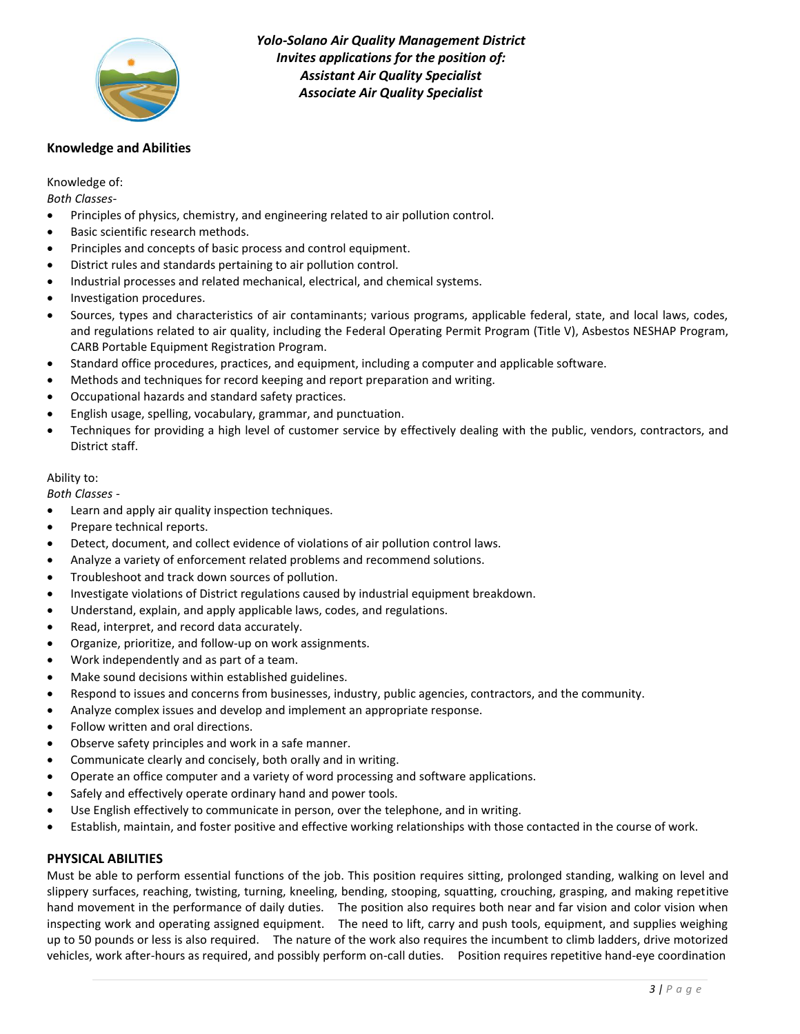***Yolo-Solano Air Quality Management District***
***Invites applications for the position of:***
***Assistant Air Quality Specialist***
***Associate Air Quality Specialist***

## Knowledge and Abilities

Knowledge of:
*Both Classes-*

- Principles of physics, chemistry, and engineering related to air pollution control.
- Basic scientific research methods.
- Principles and concepts of basic process and control equipment.
- District rules and standards pertaining to air pollution control.
- Industrial processes and related mechanical, electrical, and chemical systems.
- Investigation procedures.
- Sources, types and characteristics of air contaminants; various programs, applicable federal, state, and local laws, codes, and regulations related to air quality, including the Federal Operating Permit Program (Title V), Asbestos NESHAP Program, CARB Portable Equipment Registration Program.
- Standard office procedures, practices, and equipment, including a computer and applicable software.
- Methods and techniques for record keeping and report preparation and writing.
- Occupational hazards and standard safety practices.
- English usage, spelling, vocabulary, grammar, and punctuation.
- Techniques for providing a high level of customer service by effectively dealing with the public, vendors, contractors, and District staff.

Ability to:
*Both Classes -*

- Learn and apply air quality inspection techniques.
- Prepare technical reports.
- Detect, document, and collect evidence of violations of air pollution control laws.
- Analyze a variety of enforcement related problems and recommend solutions.
- Troubleshoot and track down sources of pollution.
- Investigate violations of District regulations caused by industrial equipment breakdown.
- Understand, explain, and apply applicable laws, codes, and regulations.
- Read, interpret, and record data accurately.
- Organize, prioritize, and follow-up on work assignments.
- Work independently and as part of a team.
- Make sound decisions within established guidelines.
- Respond to issues and concerns from businesses, industry, public agencies, contractors, and the community.
- Analyze complex issues and develop and implement an appropriate response.
- Follow written and oral directions.
- Observe safety principles and work in a safe manner.
- Communicate clearly and concisely, both orally and in writing.
- Operate an office computer and a variety of word processing and software applications.
- Safely and effectively operate ordinary hand and power tools.
- Use English effectively to communicate in person, over the telephone, and in writing.
- Establish, maintain, and foster positive and effective working relationships with those contacted in the course of work.

## PHYSICAL ABILITIES

Must be able to perform essential functions of the job. This position requires sitting, prolonged standing, walking on level and slippery surfaces, reaching, twisting, turning, kneeling, bending, stooping, squatting, crouching, grasping, and making repetitive hand movement in the performance of daily duties. The position also requires both near and far vision and color vision when inspecting work and operating assigned equipment. The need to lift, carry and push tools, equipment, and supplies weighing up to 50 pounds or less is also required. The nature of the work also requires the incumbent to climb ladders, drive motorized vehicles, work after-hours as required, and possibly perform on-call duties. Position requires repetitive hand-eye coordination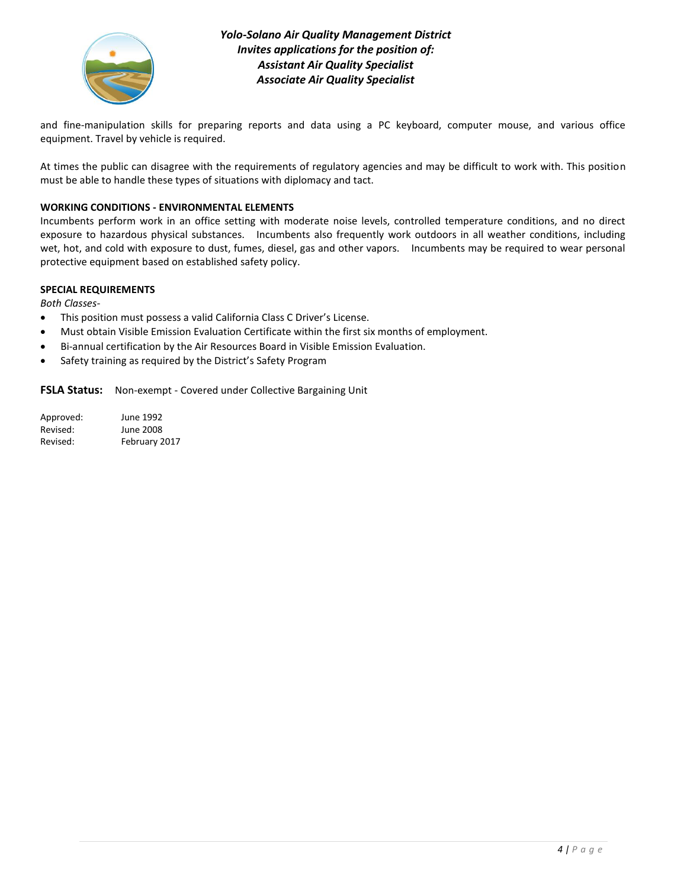and fine-manipulation skills for preparing reports and data using a PC keyboard, computer mouse, and various office equipment. Travel by vehicle is required.

At times the public can disagree with the requirements of regulatory agencies and may be difficult to work with. This position must be able to handle these types of situations with diplomacy and tact.

**WORKING CONDITIONS - ENVIRONMENTAL ELEMENTS**

Incumbents perform work in an office setting with moderate noise levels, controlled temperature conditions, and no direct exposure to hazardous physical substances. Incumbents also frequently work outdoors in all weather conditions, including wet, hot, and cold with exposure to dust, fumes, diesel, gas and other vapors. Incumbents may be required to wear personal protective equipment based on established safety policy.

**SPECIAL REQUIREMENTS**

*Both Classes-*

- This position must possess a valid California Class C Driver's License.
- Must obtain Visible Emission Evaluation Certificate within the first six months of employment.
- Bi-annual certification by the Air Resources Board in Visible Emission Evaluation.
- Safety training as required by the District's Safety Program

**FSLA Status:** Non-exempt - Covered under Collective Bargaining Unit

| | |
|---|---|
| Approved: | June 1992 |
| Revised: | June 2008 |
| Revised: | February 2017 |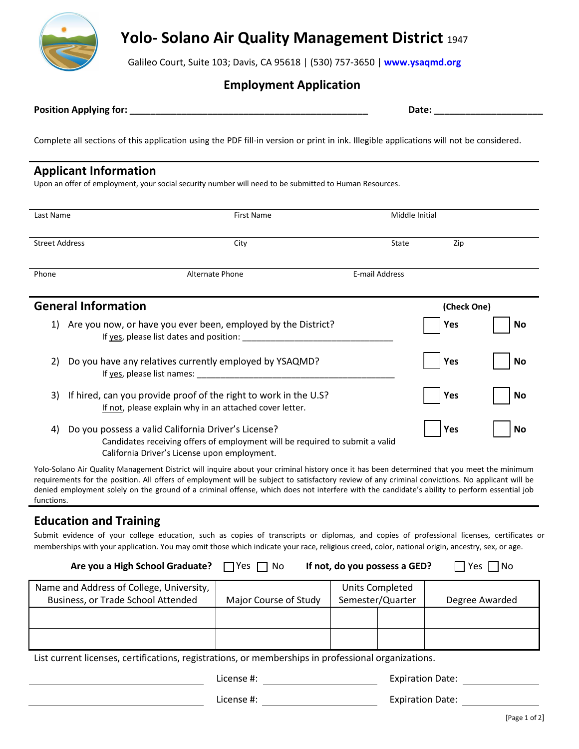# Yolo- Solano Air Quality Management District 1947

Galileo Court, Suite 103; Davis, CA 95618 | (530) 757-3650 | **www.ysaqmd.org**

## Employment Application

**Position Applying for:** ______________________________________________ **Date:** ____________________

Complete all sections of this application using the PDF fill-in version or print in ink. Illegible applications will not be considered.

## Applicant Information

Upon an offer of employment, your social security number will need to be submitted to Human Resources.

| Last Name | First Name | Middle Initial | |
|---|---|---|---|
| Street Address | City | State | Zip |
| Phone | Alternate Phone | E-mail Address | |

## General Information

**(Check One)**

1) Are you now, or have you ever been, employed by the District? ☐ **Yes** ☐ **No**
   If yes, please list dates and position: ______________________________

2) Do you have any relatives currently employed by YSAQMD? ☐ **Yes** ☐ **No**
   If yes, please list names: ____________________________________________

3) If hired, can you provide proof of the right to work in the U.S? ☐ **Yes** ☐ **No**
   If not, please explain why in an attached cover letter.

4) Do you possess a valid California Driver's License? ☐ **Yes** ☐ **No**
   Candidates receiving offers of employment will be required to submit a valid California Driver's License upon employment.

Yolo-Solano Air Quality Management District will inquire about your criminal history once it has been determined that you meet the minimum requirements for the position. All offers of employment will be subject to satisfactory review of any criminal convictions. No applicant will be denied employment solely on the ground of a criminal offense, which does not interfere with the candidate's ability to perform essential job functions.

## Education and Training

Submit evidence of your college education, such as copies of transcripts or diplomas, and copies of professional licenses, certificates or memberships with your application. You may omit those which indicate your race, religious creed, color, national origin, ancestry, sex, or age.

**Are you a High School Graduate?** ☐ Yes ☐ No **If not, do you possess a GED?** ☐ Yes ☐ No

| Name and Address of College, University, Business, or Trade School Attended | Major Course of Study | Units Completed Semester/Quarter | | Degree Awarded |
|---|---|---|---|---|
| | | | | |
| | | | | |

List current licenses, certifications, registrations, or memberships in professional organizations.

______________________ License #: ______________________ Expiration Date: ______________

______________________ License #: ______________________ Expiration Date: ______________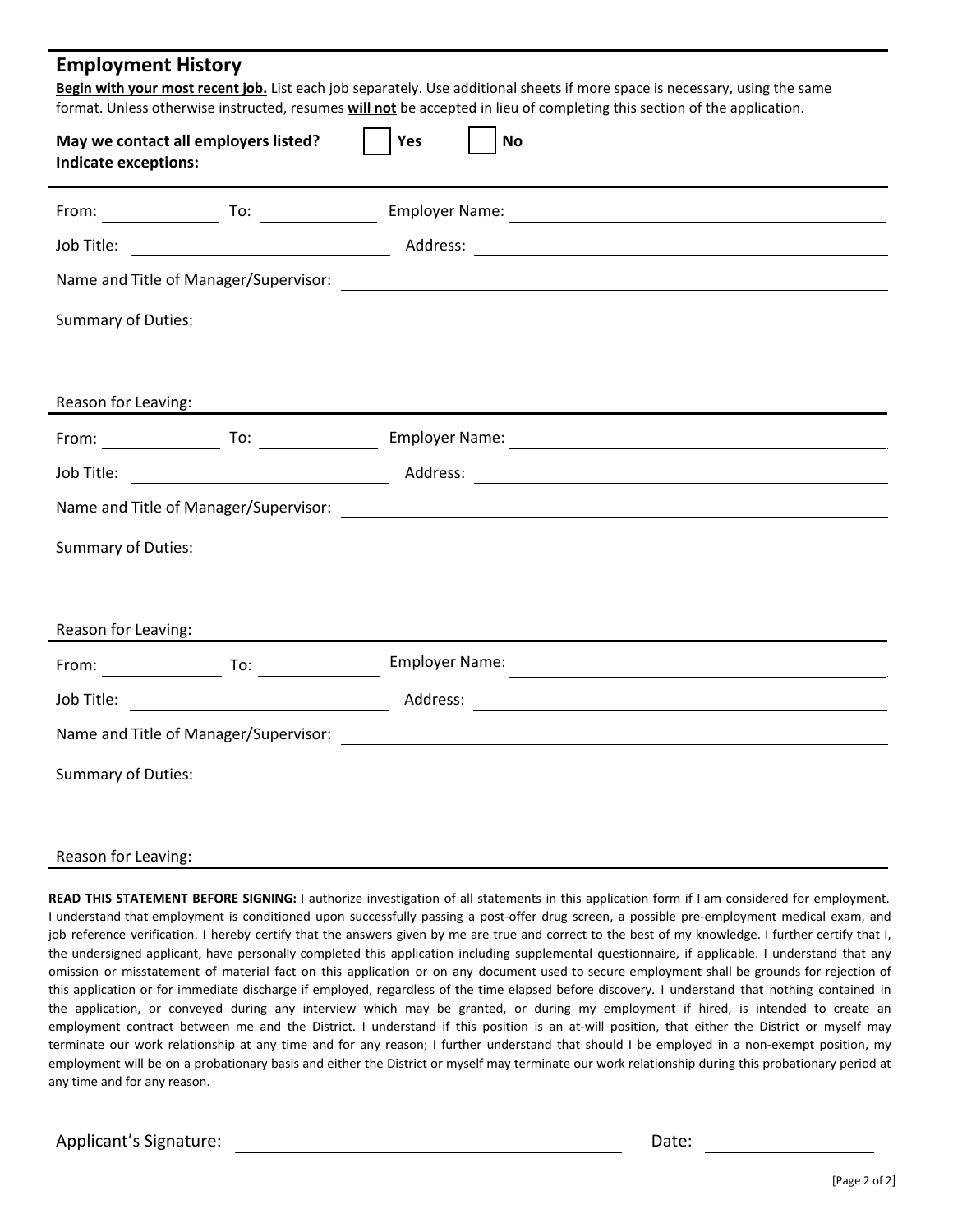## Employment History

**Begin with your most recent job.** List each job separately. Use additional sheets if more space is necessary, using the same format. Unless otherwise instructed, resumes **will not** be accepted in lieu of completing this section of the application.

**May we contact all employers listed?** ☐ **Yes** ☐ **No**

**Indicate exceptions:**

---

From: ______________ To: ______________ Employer Name: ______________________________

Job Title: ______________________________ Address: ______________________________

Name and Title of Manager/Supervisor: ______________________________

Summary of Duties:

Reason for Leaving:

---

From: ______________ To: ______________ Employer Name: ______________________________

Job Title: ______________________________ Address: ______________________________

Name and Title of Manager/Supervisor: ______________________________

Summary of Duties:

Reason for Leaving:

---

From: ______________ To: ______________ Employer Name: ______________________________

Job Title: ______________________________ Address: ______________________________

Name and Title of Manager/Supervisor: ______________________________

Summary of Duties:

Reason for Leaving:

---

**READ THIS STATEMENT BEFORE SIGNING:** I authorize investigation of all statements in this application form if I am considered for employment. I understand that employment is conditioned upon successfully passing a post-offer drug screen, a possible pre-employment medical exam, and job reference verification. I hereby certify that the answers given by me are true and correct to the best of my knowledge. I further certify that I, the undersigned applicant, have personally completed this application including supplemental questionnaire, if applicable. I understand that any omission or misstatement of material fact on this application or on any document used to secure employment shall be grounds for rejection of this application or for immediate discharge if employed, regardless of the time elapsed before discovery. I understand that nothing contained in the application, or conveyed during any interview which may be granted, or during my employment if hired, is intended to create an employment contract between me and the District. I understand if this position is an at-will position, that either the District or myself may terminate our work relationship at any time and for any reason; I further understand that should I be employed in a non-exempt position, my employment will be on a probationary basis and either the District or myself may terminate our work relationship during this probationary period at any time and for any reason.

Applicant's Signature: ______________________________ Date: ______________